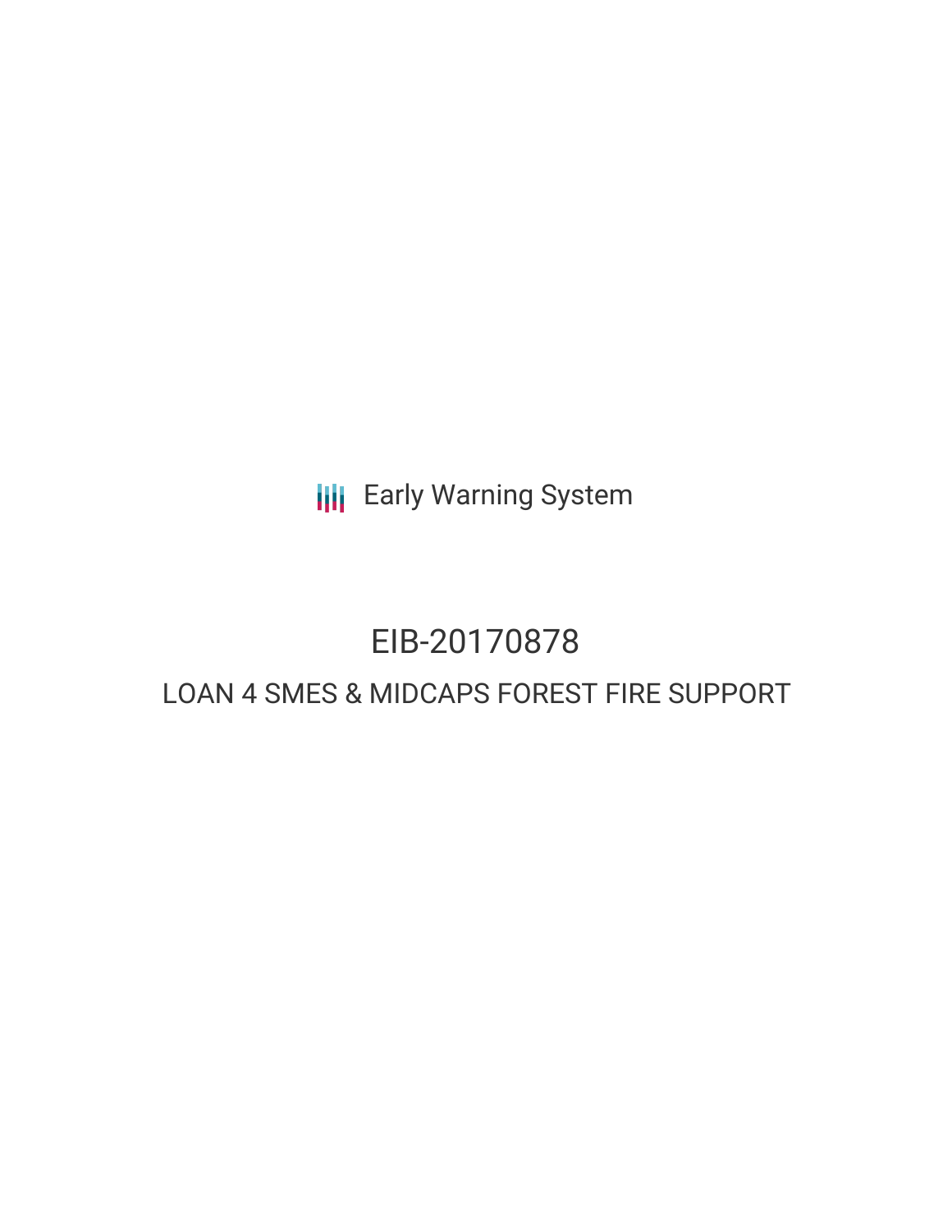Early Warning System

# EIB-20170878

## LOAN 4 SMES & MIDCAPS FOREST FIRE SUPPORT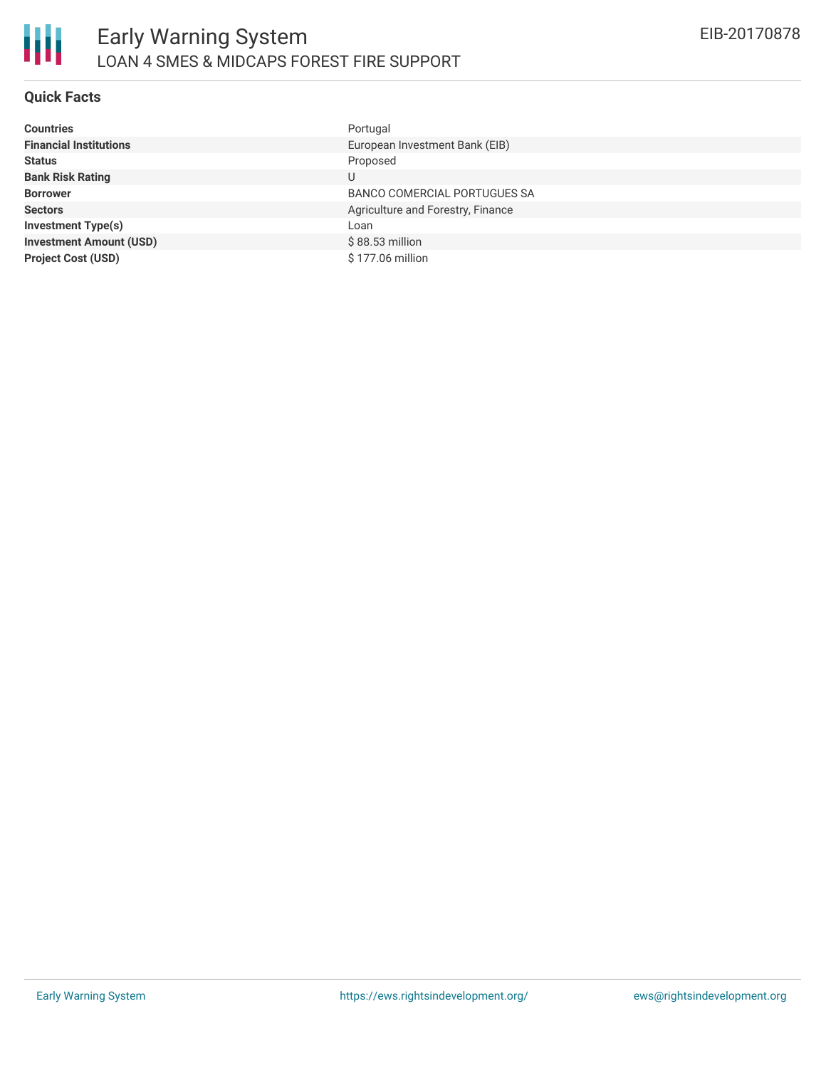# Early Warning System

LOAN 4 SMES & MIDCAPS FOREST FIRE SUPPORT

EIB-20170878

## Quick Facts

| | |
|---|---|
| **Countries** | Portugal |
| **Financial Institutions** | European Investment Bank (EIB) |
| **Status** | Proposed |
| **Bank Risk Rating** | U |
| **Borrower** | BANCO COMERCIAL PORTUGUES SA |
| **Sectors** | Agriculture and Forestry, Finance |
| **Investment Type(s)** | Loan |
| **Investment Amount (USD)** | $ 88.53 million |
| **Project Cost (USD)** | $ 177.06 million |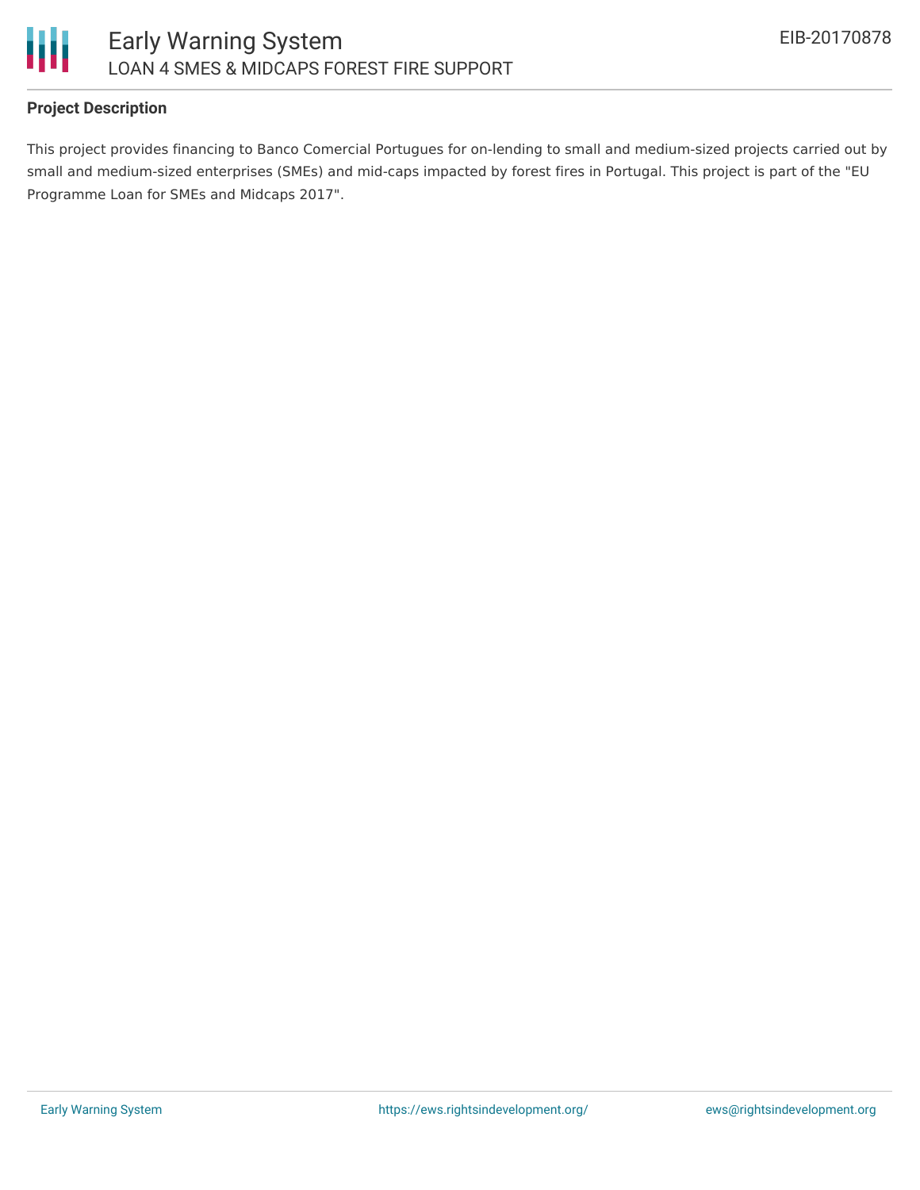### Project Description

This project provides financing to Banco Comercial Portugues for on-lending to small and medium-sized projects carried out by small and medium-sized enterprises (SMEs) and mid-caps impacted by forest fires in Portugal. This project is part of the "EU Programme Loan for SMEs and Midcaps 2017".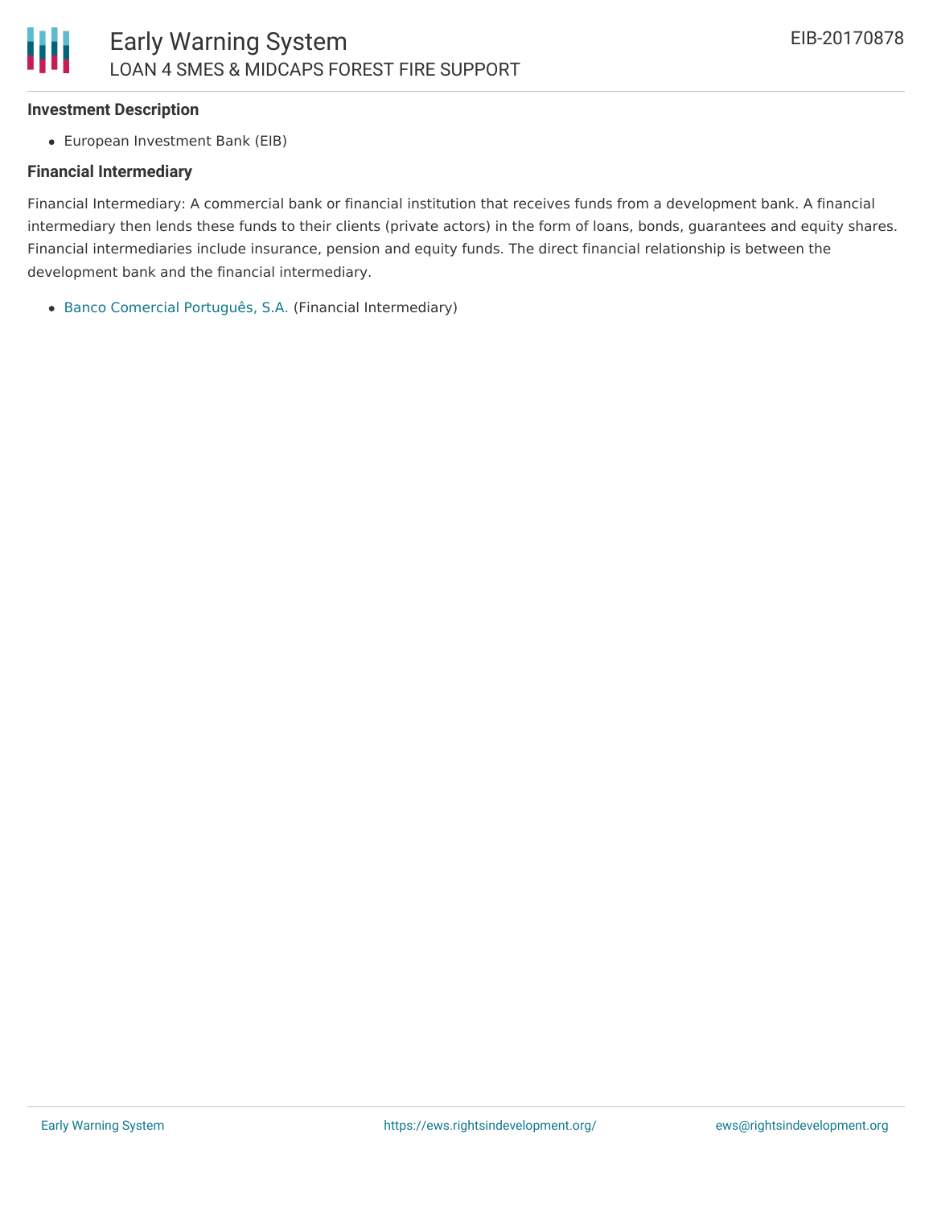### Investment Description

- European Investment Bank (EIB)

### Financial Intermediary

Financial Intermediary: A commercial bank or financial institution that receives funds from a development bank. A financial intermediary then lends these funds to their clients (private actors) in the form of loans, bonds, guarantees and equity shares. Financial intermediaries include insurance, pension and equity funds. The direct financial relationship is between the development bank and the financial intermediary.

- Banco Comercial Português, S.A. (Financial Intermediary)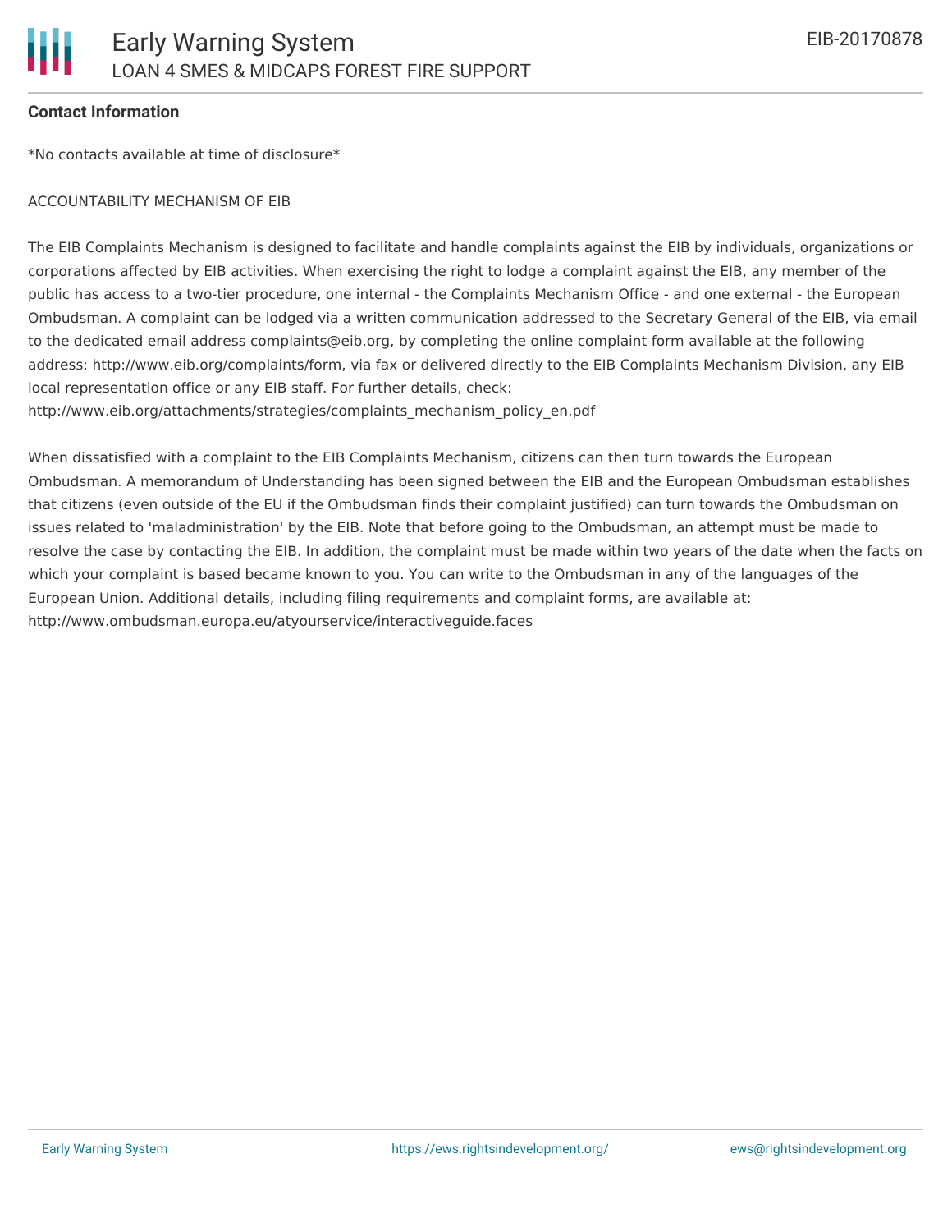**Contact Information**

*No contacts available at time of disclosure*

ACCOUNTABILITY MECHANISM OF EIB

The EIB Complaints Mechanism is designed to facilitate and handle complaints against the EIB by individuals, organizations or corporations affected by EIB activities. When exercising the right to lodge a complaint against the EIB, any member of the public has access to a two-tier procedure, one internal - the Complaints Mechanism Office - and one external - the European Ombudsman. A complaint can be lodged via a written communication addressed to the Secretary General of the EIB, via email to the dedicated email address complaints@eib.org, by completing the online complaint form available at the following address: http://www.eib.org/complaints/form, via fax or delivered directly to the EIB Complaints Mechanism Division, any EIB local representation office or any EIB staff. For further details, check: http://www.eib.org/attachments/strategies/complaints_mechanism_policy_en.pdf

When dissatisfied with a complaint to the EIB Complaints Mechanism, citizens can then turn towards the European Ombudsman. A memorandum of Understanding has been signed between the EIB and the European Ombudsman establishes that citizens (even outside of the EU if the Ombudsman finds their complaint justified) can turn towards the Ombudsman on issues related to 'maladministration' by the EIB. Note that before going to the Ombudsman, an attempt must be made to resolve the case by contacting the EIB. In addition, the complaint must be made within two years of the date when the facts on which your complaint is based became known to you. You can write to the Ombudsman in any of the languages of the European Union. Additional details, including filing requirements and complaint forms, are available at: http://www.ombudsman.europa.eu/atyourservice/interactiveguide.faces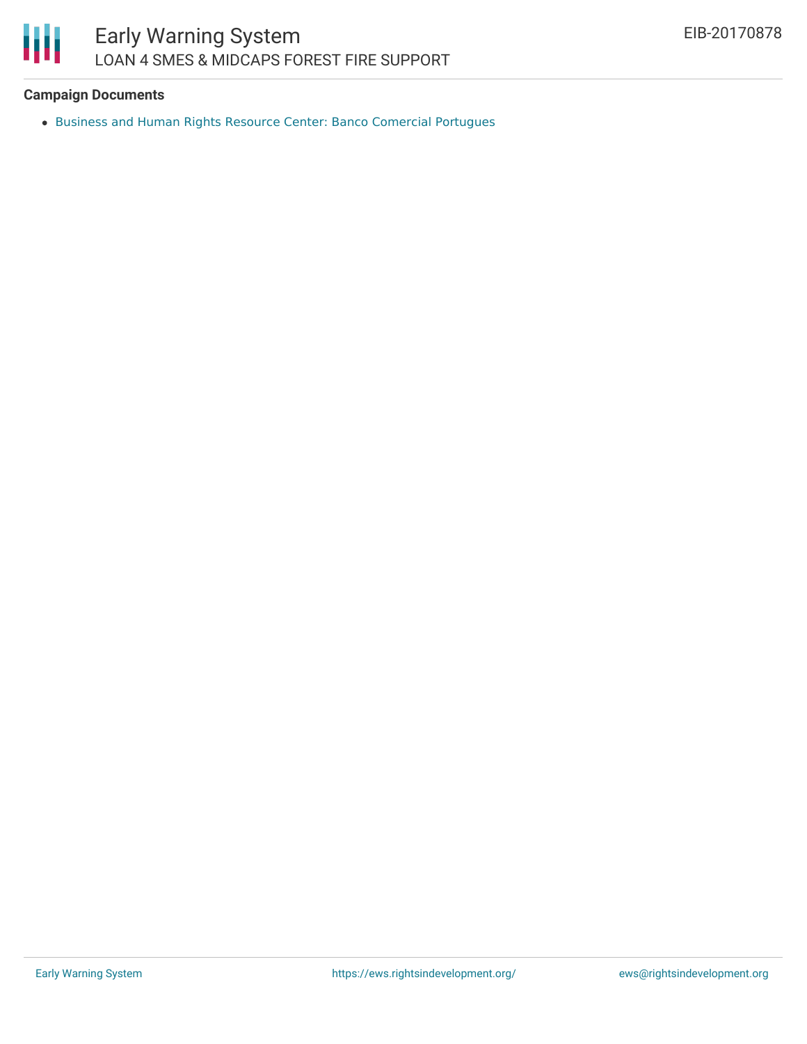**Campaign Documents**

- Business and Human Rights Resource Center: Banco Comercial Portugues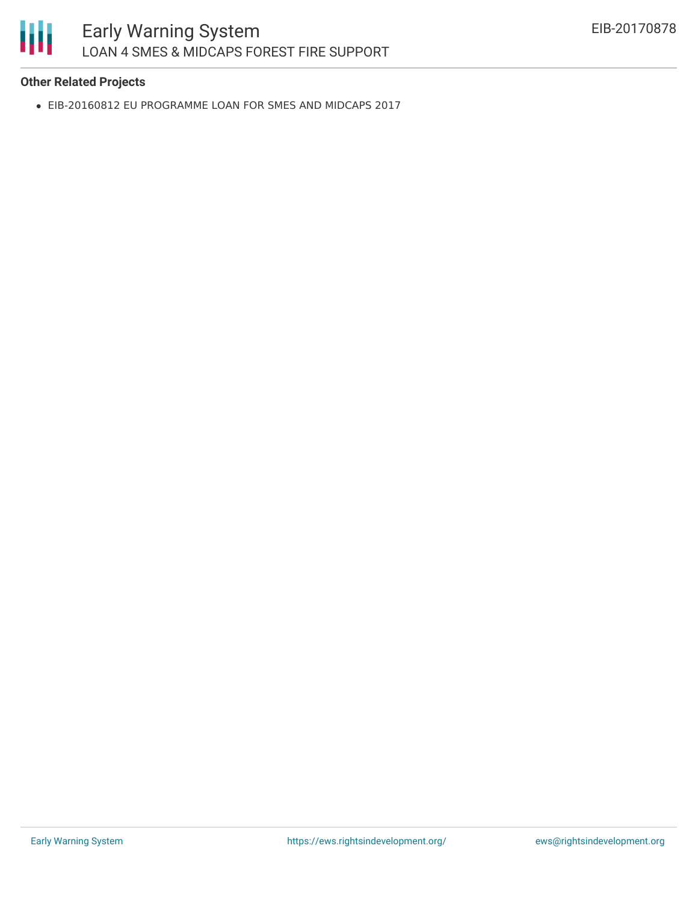**Other Related Projects**

- EIB-20160812 EU PROGRAMME LOAN FOR SMES AND MIDCAPS 2017